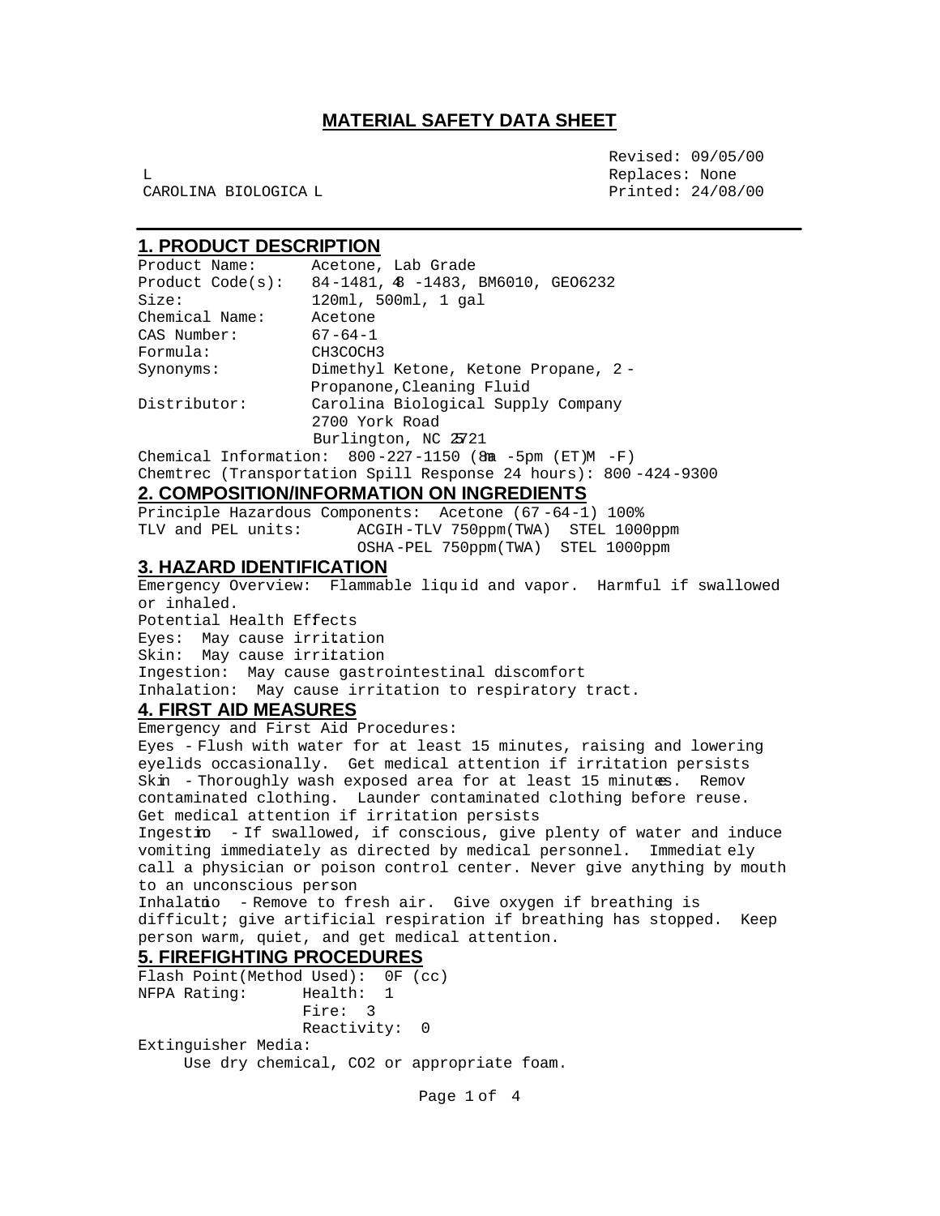# MATERIAL SAFETY DATA SHEET

Revised: 09/05/00
Replaces: None
Printed: 24/08/00

L
CAROLINA BIOLOGICA L

## 1. PRODUCT DESCRIPTION

Product Name: Acetone, Lab Grade
Product Code(s): 84-1481, 84-1483, BM6010, GEO6232
Size: 120ml, 500ml, 1 gal
Chemical Name: Acetone
CAS Number: 67-64-1
Formula: $CH_3COCH_3$
Synonyms: Dimethyl Ketone, Ketone Propane, 2-Propanone, Cleaning Fluid
Distributor: Carolina Biological Supply Company
2700 York Road
Burlington, NC 27215
Chemical Information: 800-227-1150 (8am-5pm (ET) M-F)
Chemtrec (Transportation Spill Response 24 hours): 800-424-9300

## 2. COMPOSITION/INFORMATION ON INGREDIENTS

Principle Hazardous Components: Acetone (67-64-1) 100%
TLV and PEL units: ACGIH-TLV 750ppm(TWA) STEL 1000ppm
OSHA-PEL 750ppm(TWA) STEL 1000ppm

## 3. HAZARD IDENTIFICATION

Emergency Overview: Flammable liquid and vapor. Harmful if swallowed or inhaled.
Potential Health Effects
Eyes: May cause irritation
Skin: May cause irritation
Ingestion: May cause gastrointestinal discomfort
Inhalation: May cause irritation to respiratory tract.

## 4. FIRST AID MEASURES

Emergency and First Aid Procedures:
Eyes - Flush with water for at least 15 minutes, raising and lowering eyelids occasionally. Get medical attention if irritation persists
Skin - Thoroughly wash exposed area for at least 15 minutes. Remove contaminated clothing. Launder contaminated clothing before reuse. Get medical attention if irritation persists
Ingestion - If swallowed, if conscious, give plenty of water and induce vomiting immediately as directed by medical personnel. Immediately call a physician or poison control center. Never give anything by mouth to an unconscious person
Inhalation - Remove to fresh air. Give oxygen if breathing is difficult; give artificial respiration if breathing has stopped. Keep person warm, quiet, and get medical attention.

## 5. FIREFIGHTING PROCEDURES

Flash Point(Method Used): 0F (cc)
NFPA Rating: Health: 1
Fire: 3
Reactivity: 0
Extinguisher Media:
Use dry chemical, $CO_2$ or appropriate foam.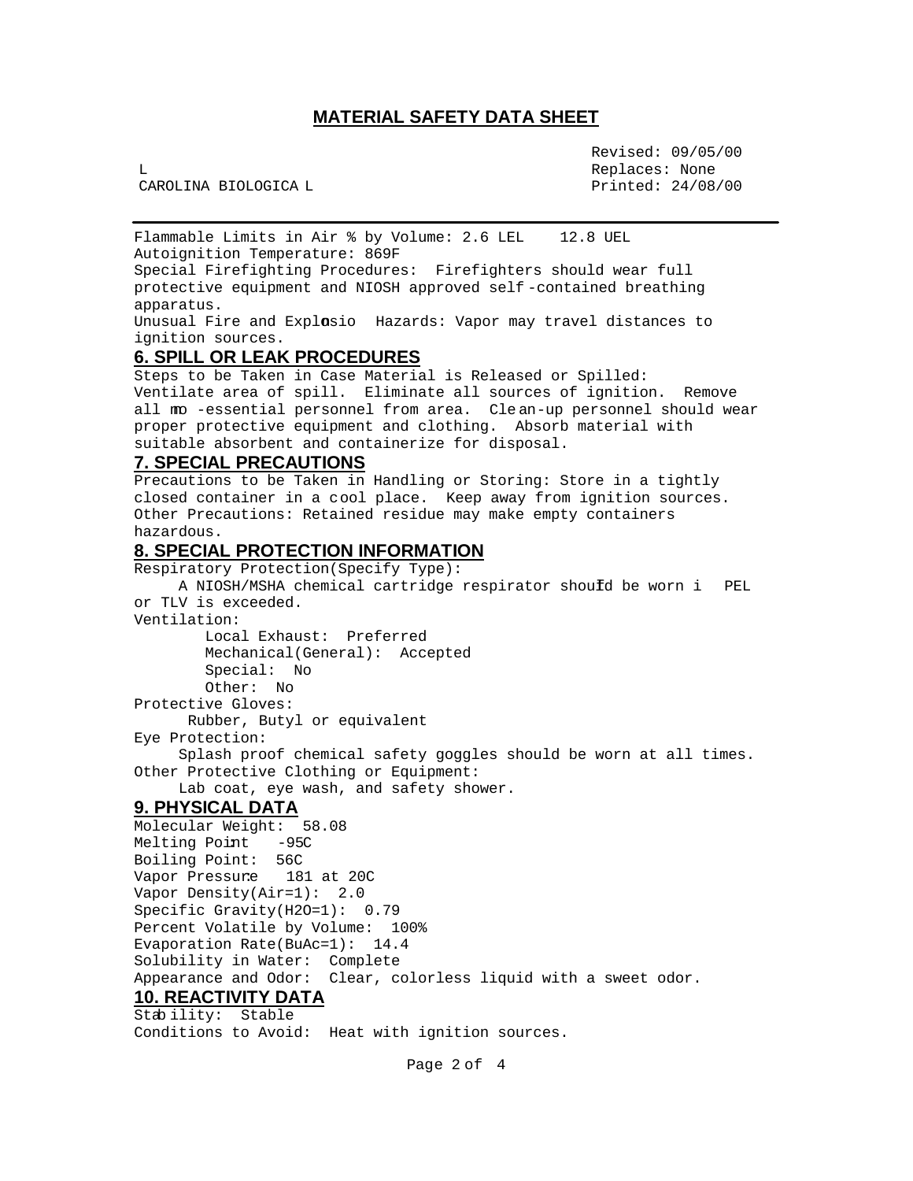# MATERIAL SAFETY DATA SHEET

L
CAROLINA BIOLOGICA L

Revised: 09/05/00
Replaces: None
Printed: 24/08/00

---

Flammable Limits in Air % by Volume: 2.6 LEL    12.8 UEL
Autoignition Temperature: 869F
Special Firefighting Procedures: Firefighters should wear full protective equipment and NIOSH approved self-contained breathing apparatus.
Unusual Fire and Explosio Hazards: Vapor may travel distances to ignition sources.

## 6. SPILL OR LEAK PROCEDURES

Steps to be Taken in Case Material is Released or Spilled:
Ventilate area of spill. Eliminate all sources of ignition. Remove all no-essential personnel from area. Clean-up personnel should wear proper protective equipment and clothing. Absorb material with suitable absorbent and containerize for disposal.

## 7. SPECIAL PRECAUTIONS

Precautions to be Taken in Handling or Storing: Store in a tightly closed container in a cool place. Keep away from ignition sources.
Other Precautions: Retained residue may make empty containers hazardous.

## 8. SPECIAL PROTECTION INFORMATION

Respiratory Protection(Specify Type):
A NIOSH/MSHA chemical cartridge respirator should be worn i PEL or TLV is exceeded.

Ventilation:
- Local Exhaust: Preferred
- Mechanical(General): Accepted
- Special: No
- Other: No

Protective Gloves:
Rubber, Butyl or equivalent

Eye Protection:
Splash proof chemical safety goggles should be worn at all times.

Other Protective Clothing or Equipment:
Lab coat, eye wash, and safety shower.

## 9. PHYSICAL DATA

Molecular Weight: 58.08
Melting Point: -95C
Boiling Point: 56C
Vapor Pressure: 181 at 20C
Vapor Density(Air=1): 2.0
Specific Gravity($H_2O$=1): 0.79
Percent Volatile by Volume: 100%
Evaporation Rate(BuAc=1): 14.4
Solubility in Water: Complete
Appearance and Odor: Clear, colorless liquid with a sweet odor.

## 10. REACTIVITY DATA

Stability: Stable
Conditions to Avoid: Heat with ignition sources.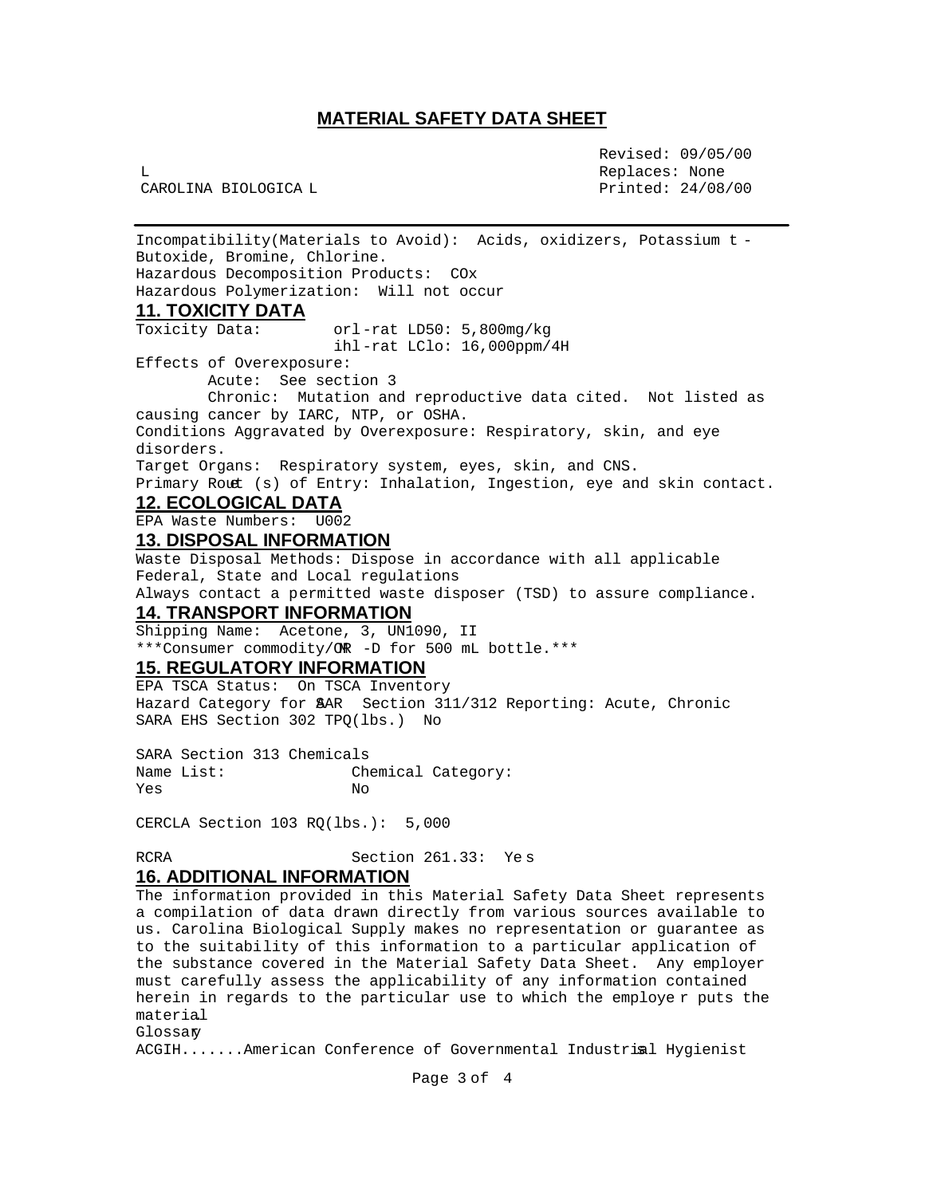# MATERIAL SAFETY DATA SHEET

CAROLINA BIOLOGICAL

Revised: 09/05/00
Replaces: None
Printed: 24/08/00

---

Incompatibility(Materials to Avoid): Acids, oxidizers, Potassium t-Butoxide, Bromine, Chlorine.
Hazardous Decomposition Products: COx
Hazardous Polymerization: Will not occur

## 11. TOXICITY DATA

Toxicity Data: orl-rat LD50: 5,800mg/kg
ihl-rat LClo: 16,000ppm/4H

Effects of Overexposure:
Acute: See section 3
Chronic: Mutation and reproductive data cited. Not listed as causing cancer by IARC, NTP, or OSHA.

Conditions Aggravated by Overexposure: Respiratory, skin, and eye disorders.
Target Organs: Respiratory system, eyes, skin, and CNS.
Primary Route (s) of Entry: Inhalation, Ingestion, eye and skin contact.

## 12. ECOLOGICAL DATA

EPA Waste Numbers: U002

## 13. DISPOSAL INFORMATION

Waste Disposal Methods: Dispose in accordance with all applicable Federal, State and Local regulations
Always contact a permitted waste disposer (TSD) to assure compliance.

## 14. TRANSPORT INFORMATION

Shipping Name: Acetone, 3, UN1090, II
***Consumer commodity/ORM-D for 500 mL bottle.***

## 15. REGULATORY INFORMATION

EPA TSCA Status: On TSCA Inventory
Hazard Category for SARA Section 311/312 Reporting: Acute, Chronic
SARA EHS Section 302 TPQ(lbs.) No

SARA Section 313 Chemicals

| Name List: | Chemical Category: |
|---|---|
| Yes | No |

CERCLA Section 103 RQ(lbs.): 5,000

RCRA Section 261.33: Yes

## 16. ADDITIONAL INFORMATION

The information provided in this Material Safety Data Sheet represents a compilation of data drawn directly from various sources available to us. Carolina Biological Supply makes no representation or guarantee as to the suitability of this information to a particular application of the substance covered in the Material Safety Data Sheet. Any employer must carefully assess the applicability of any information contained herein in regards to the particular use to which the employer puts the material.

Glossary

ACGIH.......American Conference of Governmental Industrial Hygienist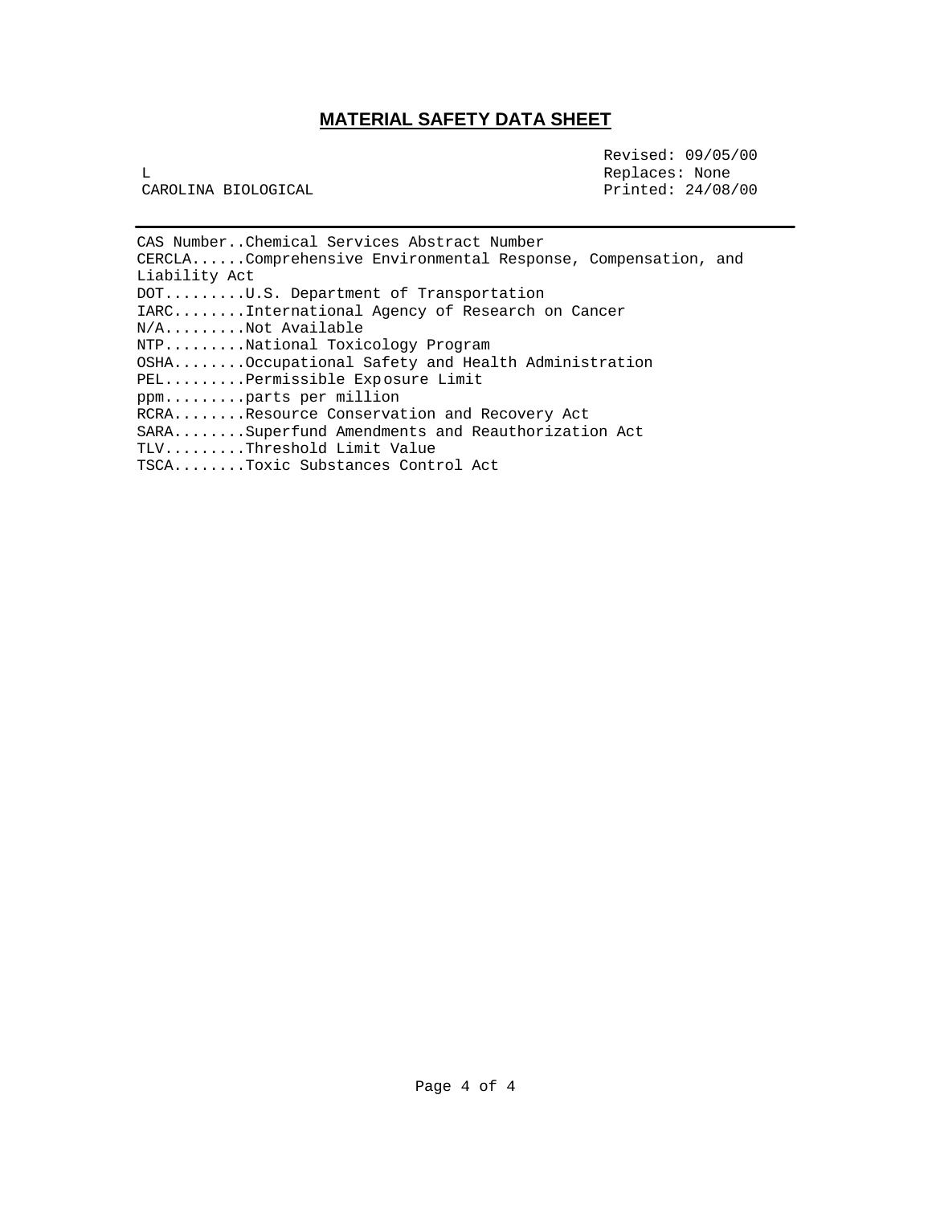CAS Number..Chemical Services Abstract Number
CERCLA......Comprehensive Environmental Response, Compensation, and Liability Act
DOT.........U.S. Department of Transportation
IARC........International Agency of Research on Cancer
N/A.........Not Available
NTP.........National Toxicology Program
OSHA........Occupational Safety and Health Administration
PEL.........Permissible Exposure Limit
ppm.........parts per million
RCRA........Resource Conservation and Recovery Act
SARA........Superfund Amendments and Reauthorization Act
TLV.........Threshold Limit Value
TSCA........Toxic Substances Control Act